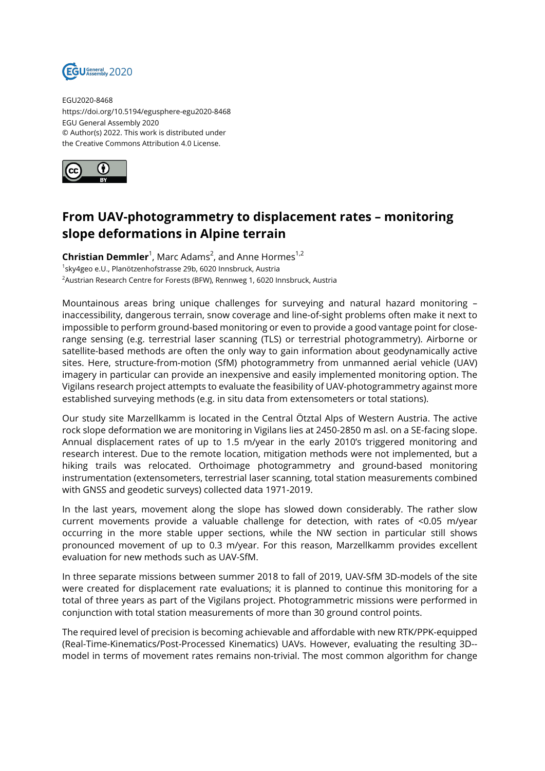EGU2020-8468
https://doi.org/10.5194/egusphere-egu2020-8468
EGU General Assembly 2020
© Author(s) 2022. This work is distributed under
the Creative Commons Attribution 4.0 License.

# From UAV-photogrammetry to displacement rates – monitoring slope deformations in Alpine terrain

**Christian Demmler**[1], Marc Adams[2], and Anne Hormes[1,2]

[1]sky4geo e.U., Planötzenhofstrasse 29b, 6020 Innsbruck, Austria
[2]Austrian Research Centre for Forests (BFW), Rennweg 1, 6020 Innsbruck, Austria

Mountainous areas bring unique challenges for surveying and natural hazard monitoring – inaccessibility, dangerous terrain, snow coverage and line-of-sight problems often make it next to impossible to perform ground-based monitoring or even to provide a good vantage point for close-range sensing (e.g. terrestrial laser scanning (TLS) or terrestrial photogrammetry). Airborne or satellite-based methods are often the only way to gain information about geodynamically active sites. Here, structure-from-motion (SfM) photogrammetry from unmanned aerial vehicle (UAV) imagery in particular can provide an inexpensive and easily implemented monitoring option. The Vigilans research project attempts to evaluate the feasibility of UAV-photogrammetry against more established surveying methods (e.g. in situ data from extensometers or total stations).

Our study site Marzellkamm is located in the Central Ötztal Alps of Western Austria. The active rock slope deformation we are monitoring in Vigilans lies at 2450-2850 m asl. on a SE-facing slope. Annual displacement rates of up to 1.5 m/year in the early 2010's triggered monitoring and research interest. Due to the remote location, mitigation methods were not implemented, but a hiking trails was relocated. Orthoimage photogrammetry and ground-based monitoring instrumentation (extensometers, terrestrial laser scanning, total station measurements combined with GNSS and geodetic surveys) collected data 1971-2019.

In the last years, movement along the slope has slowed down considerably. The rather slow current movements provide a valuable challenge for detection, with rates of <0.05 m/year occurring in the more stable upper sections, while the NW section in particular still shows pronounced movement of up to 0.3 m/year. For this reason, Marzellkamm provides excellent evaluation for new methods such as UAV-SfM.

In three separate missions between summer 2018 to fall of 2019, UAV-SfM 3D-models of the site were created for displacement rate evaluations; it is planned to continue this monitoring for a total of three years as part of the Vigilans project. Photogrammetric missions were performed in conjunction with total station measurements of more than 30 ground control points.

The required level of precision is becoming achievable and affordable with new RTK/PPK-equipped (Real-Time-Kinematics/Post-Processed Kinematics) UAVs. However, evaluating the resulting 3D--model in terms of movement rates remains non-trivial. The most common algorithm for change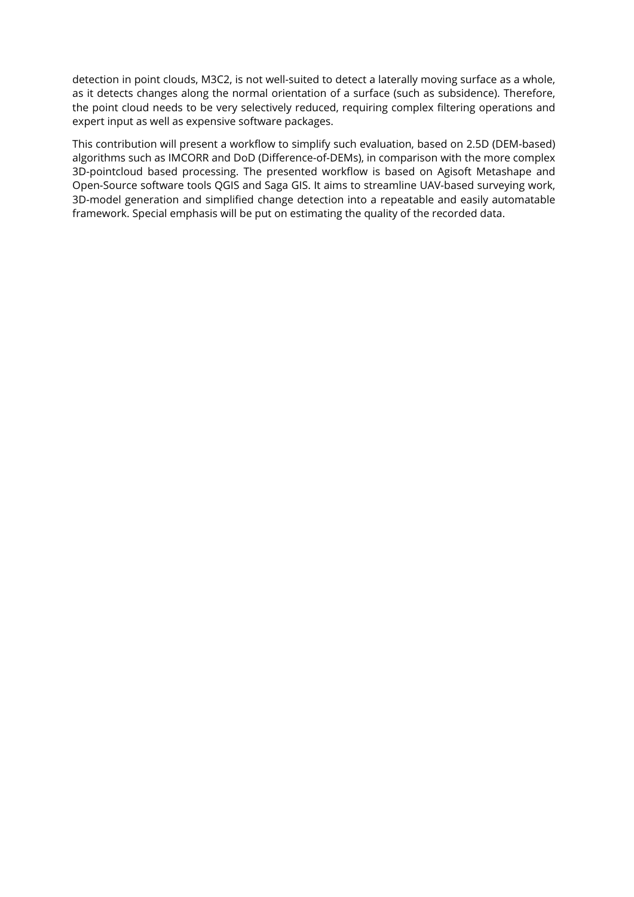detection in point clouds, M3C2, is not well-suited to detect a laterally moving surface as a whole, as it detects changes along the normal orientation of a surface (such as subsidence). Therefore, the point cloud needs to be very selectively reduced, requiring complex filtering operations and expert input as well as expensive software packages.

This contribution will present a workflow to simplify such evaluation, based on 2.5D (DEM-based) algorithms such as IMCORR and DoD (Difference-of-DEMs), in comparison with the more complex 3D-pointcloud based processing. The presented workflow is based on Agisoft Metashape and Open-Source software tools QGIS and Saga GIS. It aims to streamline UAV-based surveying work, 3D-model generation and simplified change detection into a repeatable and easily automatable framework. Special emphasis will be put on estimating the quality of the recorded data.